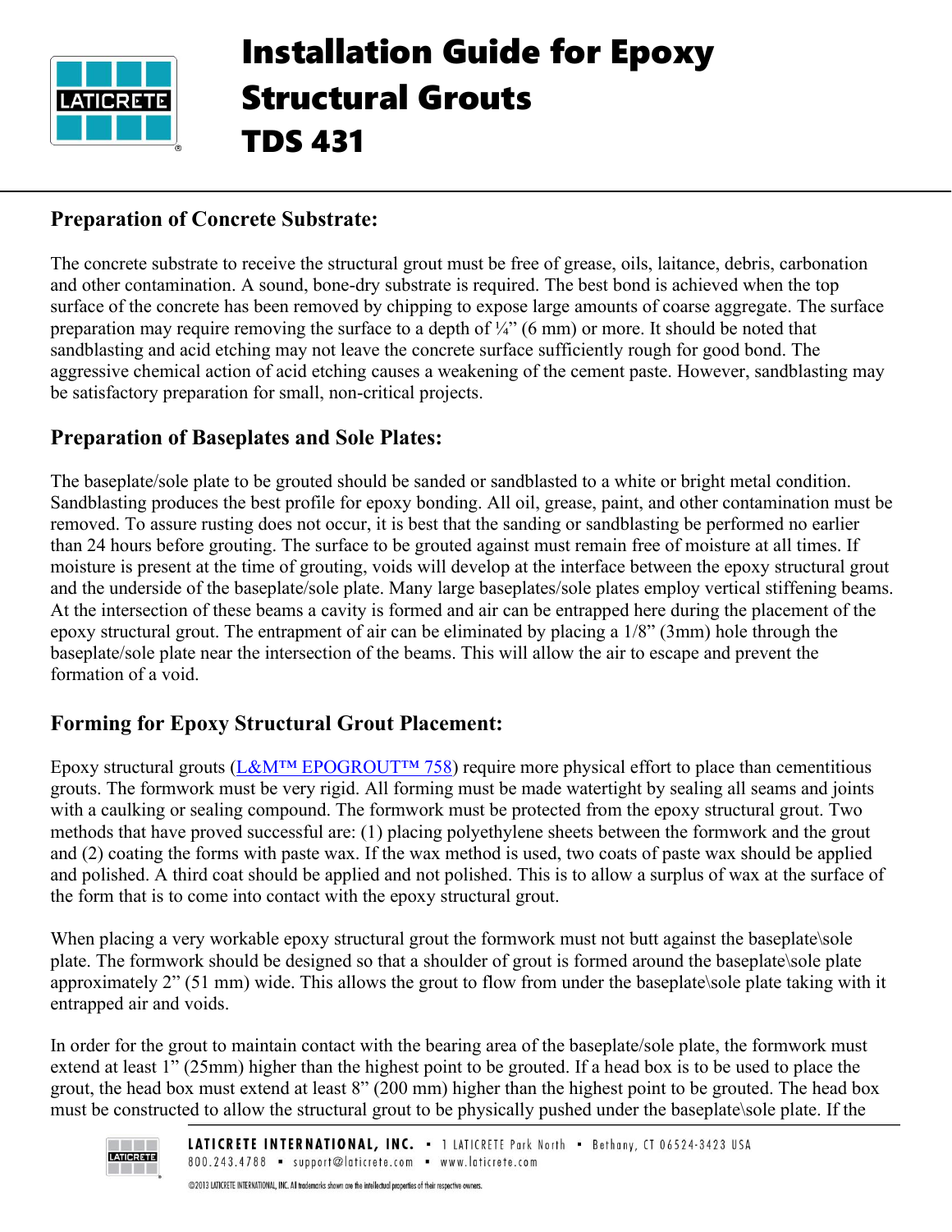# Installation Guide for Epoxy Structural Grouts

# TDS 431

## Preparation of Concrete Substrate:

The concrete substrate to receive the structural grout must be free of grease, oils, laitance, debris, carbonation and other contamination. A sound, bone-dry substrate is required. The best bond is achieved when the top surface of the concrete has been removed by chipping to expose large amounts of coarse aggregate. The surface preparation may require removing the surface to a depth of ¼" (6 mm) or more. It should be noted that sandblasting and acid etching may not leave the concrete surface sufficiently rough for good bond. The aggressive chemical action of acid etching causes a weakening of the cement paste. However, sandblasting may be satisfactory preparation for small, non-critical projects.

## Preparation of Baseplates and Sole Plates:

The baseplate/sole plate to be grouted should be sanded or sandblasted to a white or bright metal condition. Sandblasting produces the best profile for epoxy bonding. All oil, grease, paint, and other contamination must be removed. To assure rusting does not occur, it is best that the sanding or sandblasting be performed no earlier than 24 hours before grouting. The surface to be grouted against must remain free of moisture at all times. If moisture is present at the time of grouting, voids will develop at the interface between the epoxy structural grout and the underside of the baseplate/sole plate. Many large baseplates/sole plates employ vertical stiffening beams. At the intersection of these beams a cavity is formed and air can be entrapped here during the placement of the epoxy structural grout. The entrapment of air can be eliminated by placing a 1/8" (3mm) hole through the baseplate/sole plate near the intersection of the beams. This will allow the air to escape and prevent the formation of a void.

## Forming for Epoxy Structural Grout Placement:

Epoxy structural grouts (L&M™ EPOGROUT™ 758) require more physical effort to place than cementitious grouts. The formwork must be very rigid. All forming must be made watertight by sealing all seams and joints with a caulking or sealing compound. The formwork must be protected from the epoxy structural grout. Two methods that have proved successful are: (1) placing polyethylene sheets between the formwork and the grout and (2) coating the forms with paste wax. If the wax method is used, two coats of paste wax should be applied and polished. A third coat should be applied and not polished. This is to allow a surplus of wax at the surface of the form that is to come into contact with the epoxy structural grout.

When placing a very workable epoxy structural grout the formwork must not butt against the baseplate\sole plate. The formwork should be designed so that a shoulder of grout is formed around the baseplate\sole plate approximately 2" (51 mm) wide. This allows the grout to flow from under the baseplate\sole plate taking with it entrapped air and voids.

In order for the grout to maintain contact with the bearing area of the baseplate/sole plate, the formwork must extend at least 1" (25mm) higher than the highest point to be grouted. If a head box is to be used to place the grout, the head box must extend at least 8" (200 mm) higher than the highest point to be grouted. The head box must be constructed to allow the structural grout to be physically pushed under the baseplate\sole plate. If the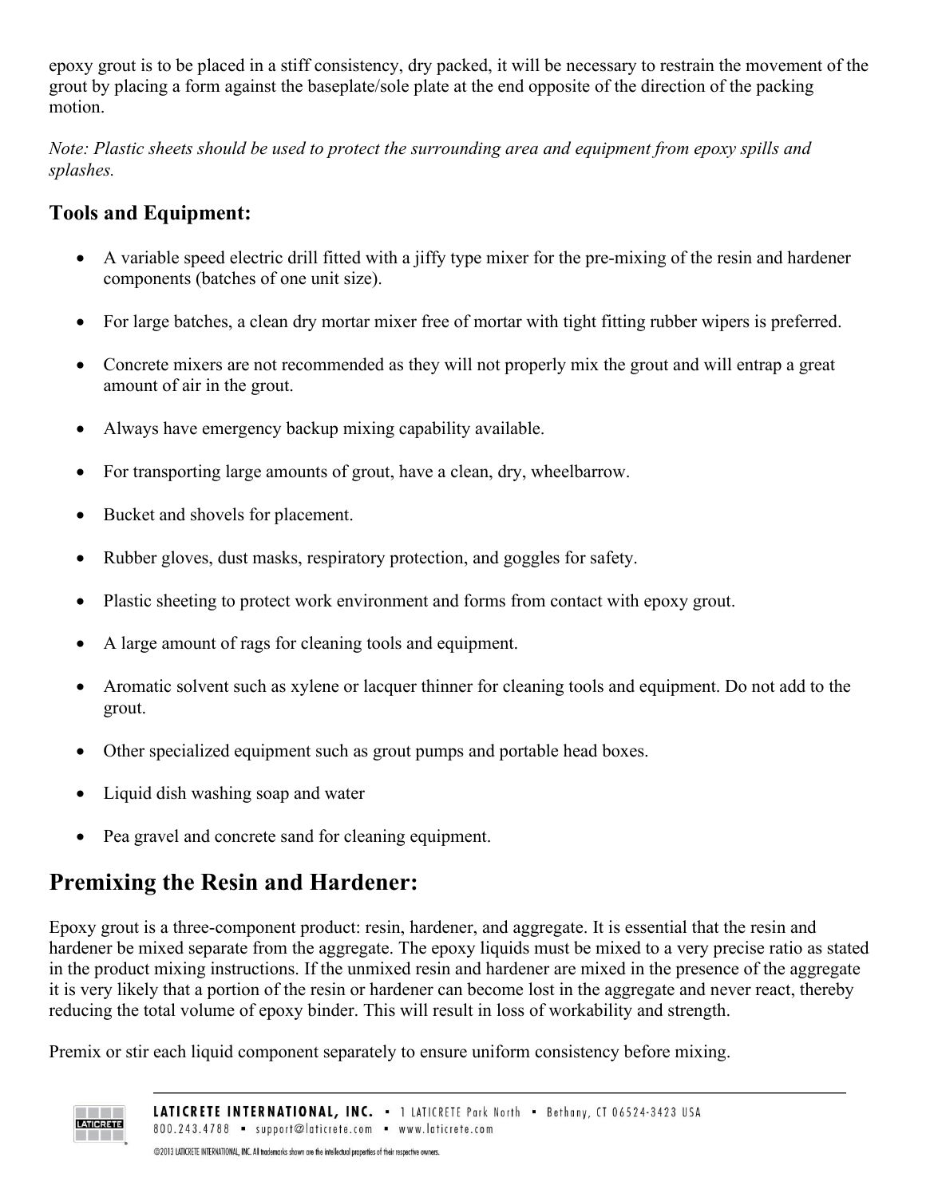epoxy grout is to be placed in a stiff consistency, dry packed, it will be necessary to restrain the movement of the grout by placing a form against the baseplate/sole plate at the end opposite of the direction of the packing motion.

*Note: Plastic sheets should be used to protect the surrounding area and equipment from epoxy spills and splashes.*

### Tools and Equipment:

- A variable speed electric drill fitted with a jiffy type mixer for the pre-mixing of the resin and hardener components (batches of one unit size).
- For large batches, a clean dry mortar mixer free of mortar with tight fitting rubber wipers is preferred.
- Concrete mixers are not recommended as they will not properly mix the grout and will entrap a great amount of air in the grout.
- Always have emergency backup mixing capability available.
- For transporting large amounts of grout, have a clean, dry, wheelbarrow.
- Bucket and shovels for placement.
- Rubber gloves, dust masks, respiratory protection, and goggles for safety.
- Plastic sheeting to protect work environment and forms from contact with epoxy grout.
- A large amount of rags for cleaning tools and equipment.
- Aromatic solvent such as xylene or lacquer thinner for cleaning tools and equipment. Do not add to the grout.
- Other specialized equipment such as grout pumps and portable head boxes.
- Liquid dish washing soap and water
- Pea gravel and concrete sand for cleaning equipment.

## Premixing the Resin and Hardener:

Epoxy grout is a three-component product: resin, hardener, and aggregate. It is essential that the resin and hardener be mixed separate from the aggregate. The epoxy liquids must be mixed to a very precise ratio as stated in the product mixing instructions. If the unmixed resin and hardener are mixed in the presence of the aggregate it is very likely that a portion of the resin or hardener can become lost in the aggregate and never react, thereby reducing the total volume of epoxy binder. This will result in loss of workability and strength.

Premix or stir each liquid component separately to ensure uniform consistency before mixing.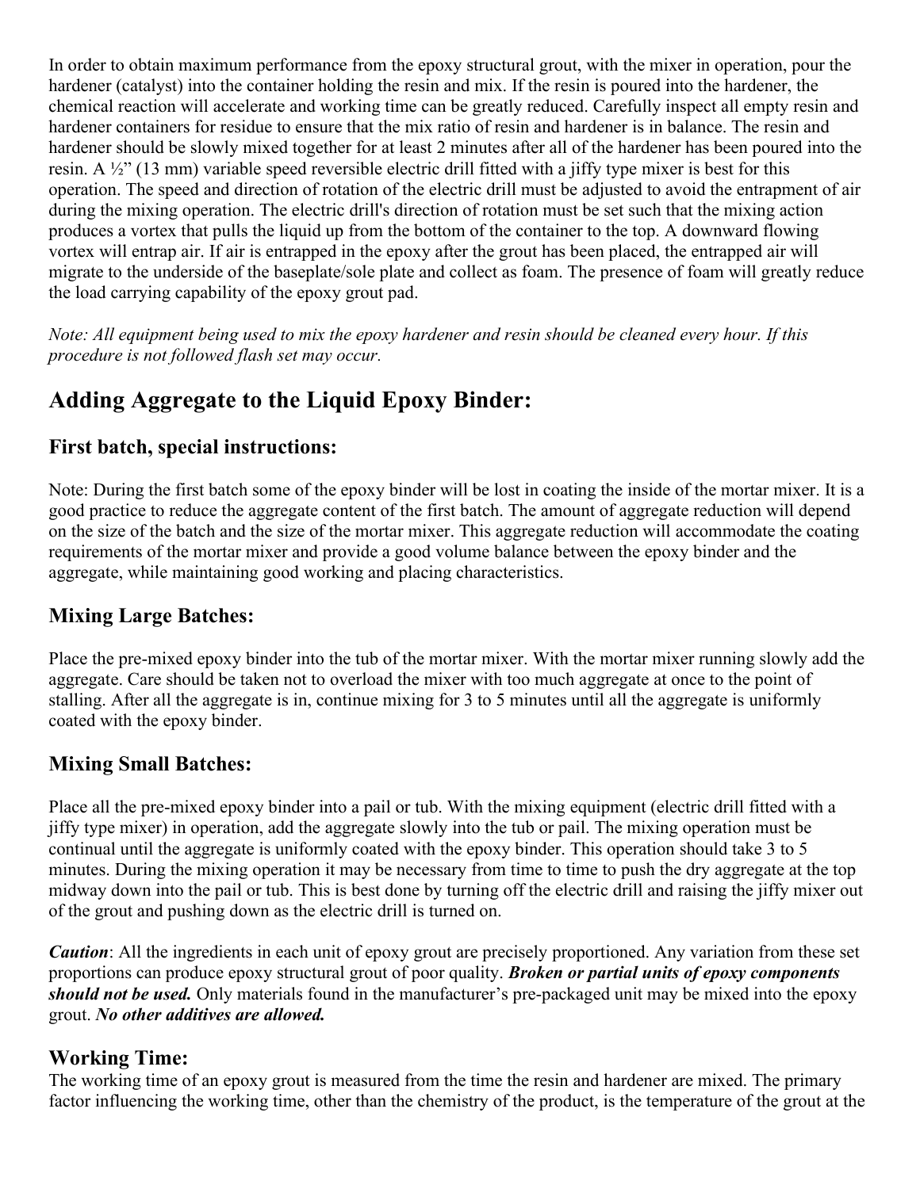In order to obtain maximum performance from the epoxy structural grout, with the mixer in operation, pour the hardener (catalyst) into the container holding the resin and mix. If the resin is poured into the hardener, the chemical reaction will accelerate and working time can be greatly reduced. Carefully inspect all empty resin and hardener containers for residue to ensure that the mix ratio of resin and hardener is in balance. The resin and hardener should be slowly mixed together for at least 2 minutes after all of the hardener has been poured into the resin. A ½" (13 mm) variable speed reversible electric drill fitted with a jiffy type mixer is best for this operation. The speed and direction of rotation of the electric drill must be adjusted to avoid the entrapment of air during the mixing operation. The electric drill's direction of rotation must be set such that the mixing action produces a vortex that pulls the liquid up from the bottom of the container to the top. A downward flowing vortex will entrap air. If air is entrapped in the epoxy after the grout has been placed, the entrapped air will migrate to the underside of the baseplate/sole plate and collect as foam. The presence of foam will greatly reduce the load carrying capability of the epoxy grout pad.

*Note: All equipment being used to mix the epoxy hardener and resin should be cleaned every hour. If this procedure is not followed flash set may occur.*

## Adding Aggregate to the Liquid Epoxy Binder:

### First batch, special instructions:

Note: During the first batch some of the epoxy binder will be lost in coating the inside of the mortar mixer. It is a good practice to reduce the aggregate content of the first batch. The amount of aggregate reduction will depend on the size of the batch and the size of the mortar mixer. This aggregate reduction will accommodate the coating requirements of the mortar mixer and provide a good volume balance between the epoxy binder and the aggregate, while maintaining good working and placing characteristics.

### Mixing Large Batches:

Place the pre-mixed epoxy binder into the tub of the mortar mixer. With the mortar mixer running slowly add the aggregate. Care should be taken not to overload the mixer with too much aggregate at once to the point of stalling. After all the aggregate is in, continue mixing for 3 to 5 minutes until all the aggregate is uniformly coated with the epoxy binder.

### Mixing Small Batches:

Place all the pre-mixed epoxy binder into a pail or tub. With the mixing equipment (electric drill fitted with a jiffy type mixer) in operation, add the aggregate slowly into the tub or pail. The mixing operation must be continual until the aggregate is uniformly coated with the epoxy binder. This operation should take 3 to 5 minutes. During the mixing operation it may be necessary from time to time to push the dry aggregate at the top midway down into the pail or tub. This is best done by turning off the electric drill and raising the jiffy mixer out of the grout and pushing down as the electric drill is turned on.

***Caution***: All the ingredients in each unit of epoxy grout are precisely proportioned. Any variation from these set proportions can produce epoxy structural grout of poor quality. ***Broken or partial units of epoxy components should not be used.*** Only materials found in the manufacturer's pre-packaged unit may be mixed into the epoxy grout. ***No other additives are allowed.***

### Working Time:

The working time of an epoxy grout is measured from the time the resin and hardener are mixed. The primary factor influencing the working time, other than the chemistry of the product, is the temperature of the grout at the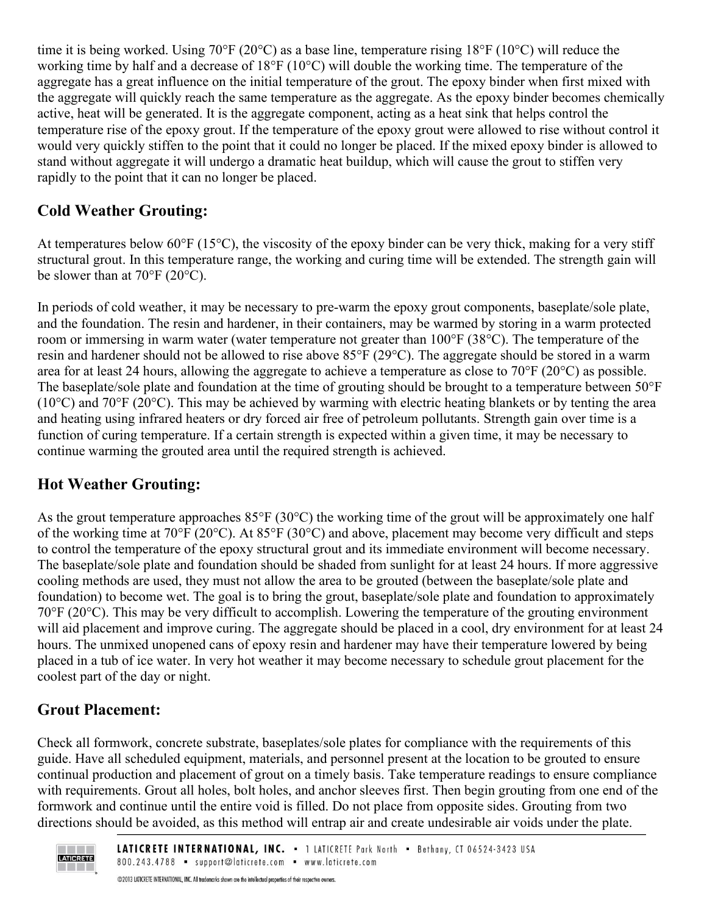time it is being worked. Using 70°F (20°C) as a base line, temperature rising 18°F (10°C) will reduce the working time by half and a decrease of 18°F (10°C) will double the working time. The temperature of the aggregate has a great influence on the initial temperature of the grout. The epoxy binder when first mixed with the aggregate will quickly reach the same temperature as the aggregate. As the epoxy binder becomes chemically active, heat will be generated. It is the aggregate component, acting as a heat sink that helps control the temperature rise of the epoxy grout. If the temperature of the epoxy grout were allowed to rise without control it would very quickly stiffen to the point that it could no longer be placed. If the mixed epoxy binder is allowed to stand without aggregate it will undergo a dramatic heat buildup, which will cause the grout to stiffen very rapidly to the point that it can no longer be placed.

## Cold Weather Grouting:

At temperatures below 60°F (15°C), the viscosity of the epoxy binder can be very thick, making for a very stiff structural grout. In this temperature range, the working and curing time will be extended. The strength gain will be slower than at 70°F (20°C).

In periods of cold weather, it may be necessary to pre-warm the epoxy grout components, baseplate/sole plate, and the foundation. The resin and hardener, in their containers, may be warmed by storing in a warm protected room or immersing in warm water (water temperature not greater than 100°F (38°C). The temperature of the resin and hardener should not be allowed to rise above 85°F (29°C). The aggregate should be stored in a warm area for at least 24 hours, allowing the aggregate to achieve a temperature as close to 70°F (20°C) as possible. The baseplate/sole plate and foundation at the time of grouting should be brought to a temperature between 50°F (10°C) and 70°F (20°C). This may be achieved by warming with electric heating blankets or by tenting the area and heating using infrared heaters or dry forced air free of petroleum pollutants. Strength gain over time is a function of curing temperature. If a certain strength is expected within a given time, it may be necessary to continue warming the grouted area until the required strength is achieved.

## Hot Weather Grouting:

As the grout temperature approaches 85°F (30°C) the working time of the grout will be approximately one half of the working time at 70°F (20°C). At 85°F (30°C) and above, placement may become very difficult and steps to control the temperature of the epoxy structural grout and its immediate environment will become necessary. The baseplate/sole plate and foundation should be shaded from sunlight for at least 24 hours. If more aggressive cooling methods are used, they must not allow the area to be grouted (between the baseplate/sole plate and foundation) to become wet. The goal is to bring the grout, baseplate/sole plate and foundation to approximately 70°F (20°C). This may be very difficult to accomplish. Lowering the temperature of the grouting environment will aid placement and improve curing. The aggregate should be placed in a cool, dry environment for at least 24 hours. The unmixed unopened cans of epoxy resin and hardener may have their temperature lowered by being placed in a tub of ice water. In very hot weather it may become necessary to schedule grout placement for the coolest part of the day or night.

## Grout Placement:

Check all formwork, concrete substrate, baseplates/sole plates for compliance with the requirements of this guide. Have all scheduled equipment, materials, and personnel present at the location to be grouted to ensure continual production and placement of grout on a timely basis. Take temperature readings to ensure compliance with requirements. Grout all holes, bolt holes, and anchor sleeves first. Then begin grouting from one end of the formwork and continue until the entire void is filled. Do not place from opposite sides. Grouting from two directions should be avoided, as this method will entrap air and create undesirable air voids under the plate.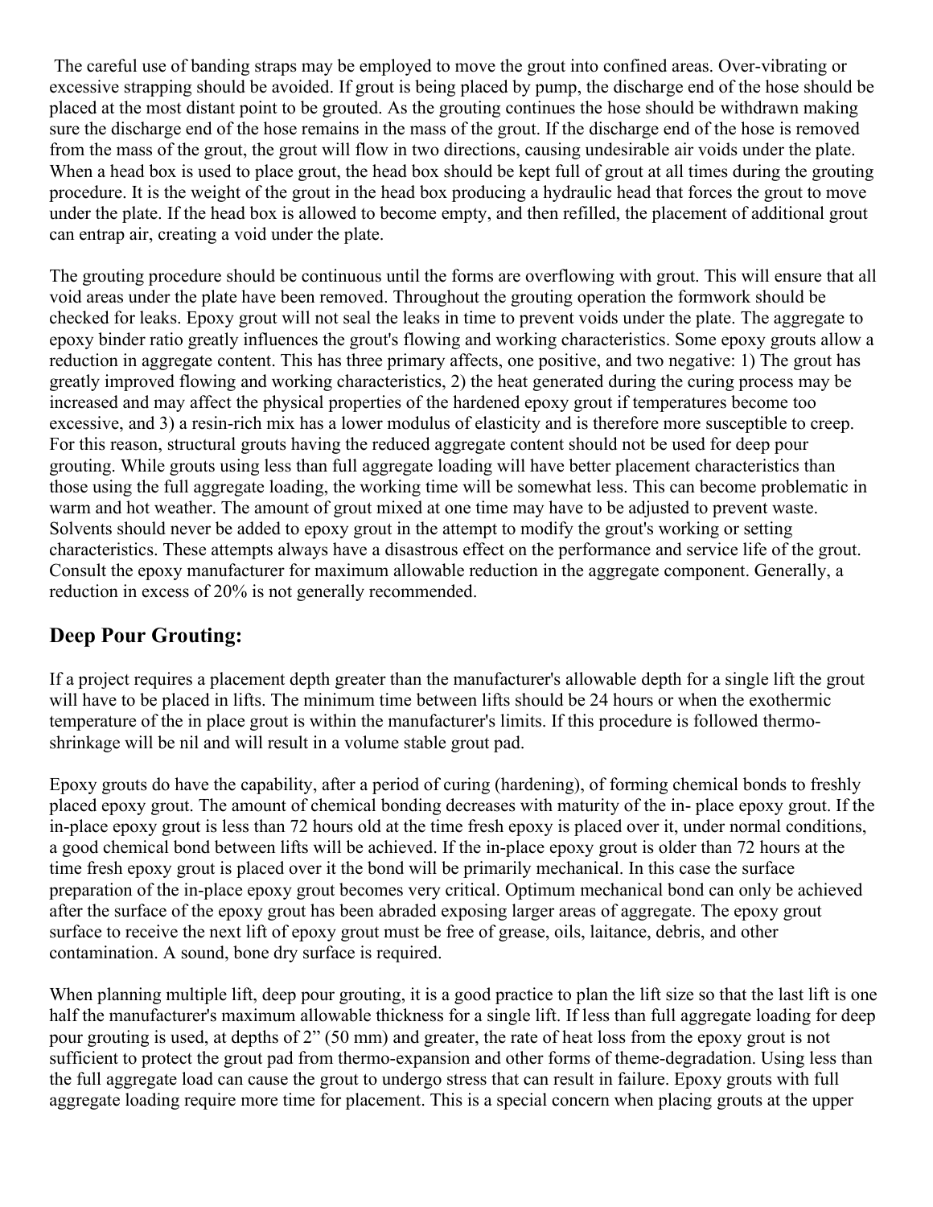The careful use of banding straps may be employed to move the grout into confined areas. Over-vibrating or excessive strapping should be avoided. If grout is being placed by pump, the discharge end of the hose should be placed at the most distant point to be grouted. As the grouting continues the hose should be withdrawn making sure the discharge end of the hose remains in the mass of the grout. If the discharge end of the hose is removed from the mass of the grout, the grout will flow in two directions, causing undesirable air voids under the plate. When a head box is used to place grout, the head box should be kept full of grout at all times during the grouting procedure. It is the weight of the grout in the head box producing a hydraulic head that forces the grout to move under the plate. If the head box is allowed to become empty, and then refilled, the placement of additional grout can entrap air, creating a void under the plate.

The grouting procedure should be continuous until the forms are overflowing with grout. This will ensure that all void areas under the plate have been removed. Throughout the grouting operation the formwork should be checked for leaks. Epoxy grout will not seal the leaks in time to prevent voids under the plate. The aggregate to epoxy binder ratio greatly influences the grout's flowing and working characteristics. Some epoxy grouts allow a reduction in aggregate content. This has three primary affects, one positive, and two negative: 1) The grout has greatly improved flowing and working characteristics, 2) the heat generated during the curing process may be increased and may affect the physical properties of the hardened epoxy grout if temperatures become too excessive, and 3) a resin-rich mix has a lower modulus of elasticity and is therefore more susceptible to creep. For this reason, structural grouts having the reduced aggregate content should not be used for deep pour grouting. While grouts using less than full aggregate loading will have better placement characteristics than those using the full aggregate loading, the working time will be somewhat less. This can become problematic in warm and hot weather. The amount of grout mixed at one time may have to be adjusted to prevent waste. Solvents should never be added to epoxy grout in the attempt to modify the grout's working or setting characteristics. These attempts always have a disastrous effect on the performance and service life of the grout. Consult the epoxy manufacturer for maximum allowable reduction in the aggregate component. Generally, a reduction in excess of 20% is not generally recommended.

## Deep Pour Grouting:

If a project requires a placement depth greater than the manufacturer's allowable depth for a single lift the grout will have to be placed in lifts. The minimum time between lifts should be 24 hours or when the exothermic temperature of the in place grout is within the manufacturer's limits. If this procedure is followed thermo-shrinkage will be nil and will result in a volume stable grout pad.

Epoxy grouts do have the capability, after a period of curing (hardening), of forming chemical bonds to freshly placed epoxy grout. The amount of chemical bonding decreases with maturity of the in- place epoxy grout. If the in-place epoxy grout is less than 72 hours old at the time fresh epoxy is placed over it, under normal conditions, a good chemical bond between lifts will be achieved. If the in-place epoxy grout is older than 72 hours at the time fresh epoxy grout is placed over it the bond will be primarily mechanical. In this case the surface preparation of the in-place epoxy grout becomes very critical. Optimum mechanical bond can only be achieved after the surface of the epoxy grout has been abraded exposing larger areas of aggregate. The epoxy grout surface to receive the next lift of epoxy grout must be free of grease, oils, laitance, debris, and other contamination. A sound, bone dry surface is required.

When planning multiple lift, deep pour grouting, it is a good practice to plan the lift size so that the last lift is one half the manufacturer's maximum allowable thickness for a single lift. If less than full aggregate loading for deep pour grouting is used, at depths of 2" (50 mm) and greater, the rate of heat loss from the epoxy grout is not sufficient to protect the grout pad from thermo-expansion and other forms of theme-degradation. Using less than the full aggregate load can cause the grout to undergo stress that can result in failure. Epoxy grouts with full aggregate loading require more time for placement. This is a special concern when placing grouts at the upper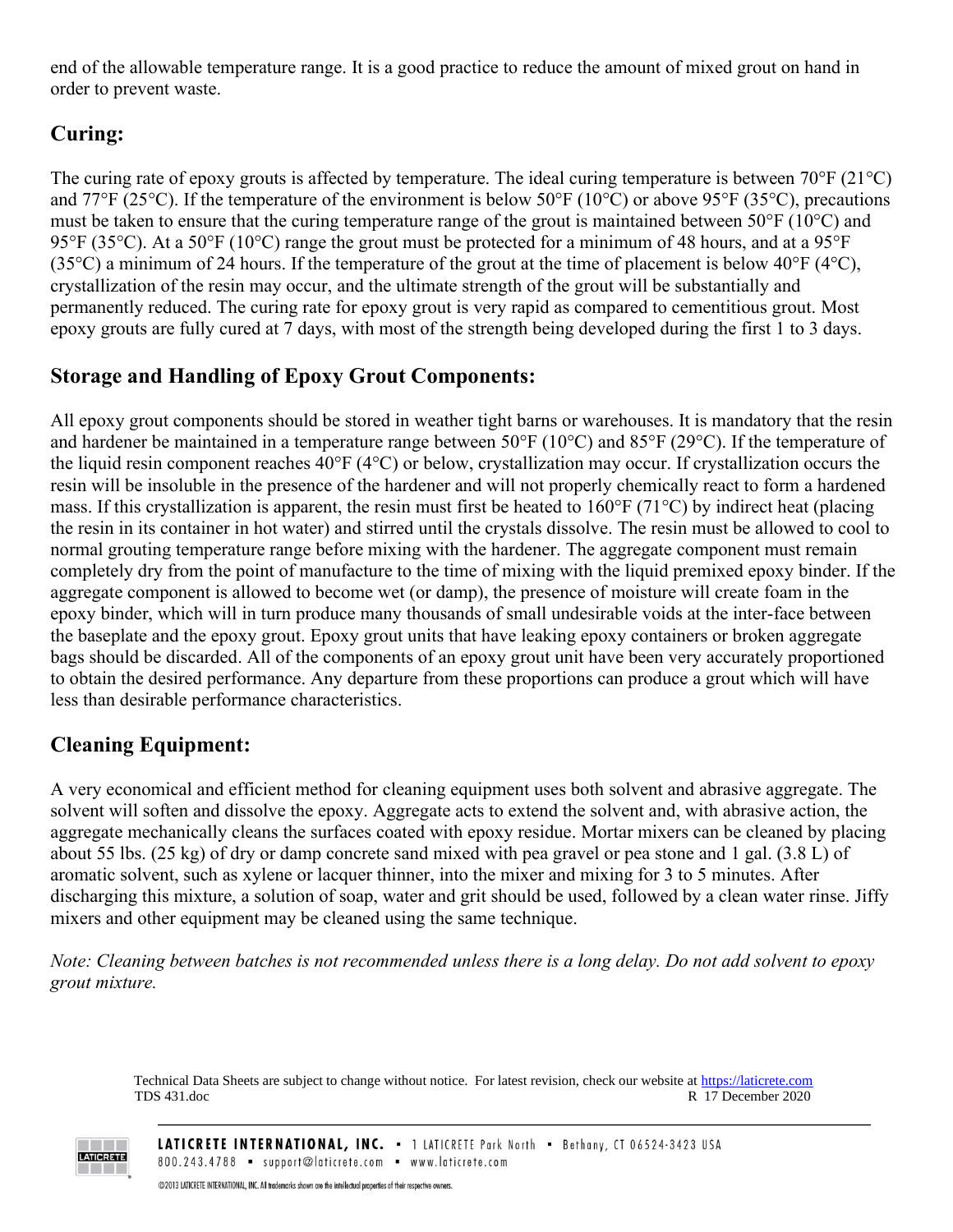end of the allowable temperature range. It is a good practice to reduce the amount of mixed grout on hand in order to prevent waste.

## Curing:

The curing rate of epoxy grouts is affected by temperature. The ideal curing temperature is between 70°F (21°C) and 77°F (25°C). If the temperature of the environment is below 50°F (10°C) or above 95°F (35°C), precautions must be taken to ensure that the curing temperature range of the grout is maintained between 50°F (10°C) and 95°F (35°C). At a 50°F (10°C) range the grout must be protected for a minimum of 48 hours, and at a 95°F (35°C) a minimum of 24 hours. If the temperature of the grout at the time of placement is below 40°F (4°C), crystallization of the resin may occur, and the ultimate strength of the grout will be substantially and permanently reduced. The curing rate for epoxy grout is very rapid as compared to cementitious grout. Most epoxy grouts are fully cured at 7 days, with most of the strength being developed during the first 1 to 3 days.

## Storage and Handling of Epoxy Grout Components:

All epoxy grout components should be stored in weather tight barns or warehouses. It is mandatory that the resin and hardener be maintained in a temperature range between 50°F (10°C) and 85°F (29°C). If the temperature of the liquid resin component reaches 40°F (4°C) or below, crystallization may occur. If crystallization occurs the resin will be insoluble in the presence of the hardener and will not properly chemically react to form a hardened mass. If this crystallization is apparent, the resin must first be heated to 160°F (71°C) by indirect heat (placing the resin in its container in hot water) and stirred until the crystals dissolve. The resin must be allowed to cool to normal grouting temperature range before mixing with the hardener. The aggregate component must remain completely dry from the point of manufacture to the time of mixing with the liquid premixed epoxy binder. If the aggregate component is allowed to become wet (or damp), the presence of moisture will create foam in the epoxy binder, which will in turn produce many thousands of small undesirable voids at the inter-face between the baseplate and the epoxy grout. Epoxy grout units that have leaking epoxy containers or broken aggregate bags should be discarded. All of the components of an epoxy grout unit have been very accurately proportioned to obtain the desired performance. Any departure from these proportions can produce a grout which will have less than desirable performance characteristics.

## Cleaning Equipment:

A very economical and efficient method for cleaning equipment uses both solvent and abrasive aggregate. The solvent will soften and dissolve the epoxy. Aggregate acts to extend the solvent and, with abrasive action, the aggregate mechanically cleans the surfaces coated with epoxy residue. Mortar mixers can be cleaned by placing about 55 lbs. (25 kg) of dry or damp concrete sand mixed with pea gravel or pea stone and 1 gal. (3.8 L) of aromatic solvent, such as xylene or lacquer thinner, into the mixer and mixing for 3 to 5 minutes. After discharging this mixture, a solution of soap, water and grit should be used, followed by a clean water rinse. Jiffy mixers and other equipment may be cleaned using the same technique.

*Note: Cleaning between batches is not recommended unless there is a long delay. Do not add solvent to epoxy grout mixture.*

Technical Data Sheets are subject to change without notice. For latest revision, check our website at https://laticrete.com
TDS 431.doc R 17 December 2020

**LATICRETE INTERNATIONAL, INC.** ▪ 1 LATICRETE Park North ▪ Bethany, CT 06524-3423 USA
800.243.4788 ▪ support@laticrete.com ▪ www.laticrete.com

©2013 LATICRETE INTERNATIONAL, INC. All trademarks shown are the intellectual properties of their respective owners.